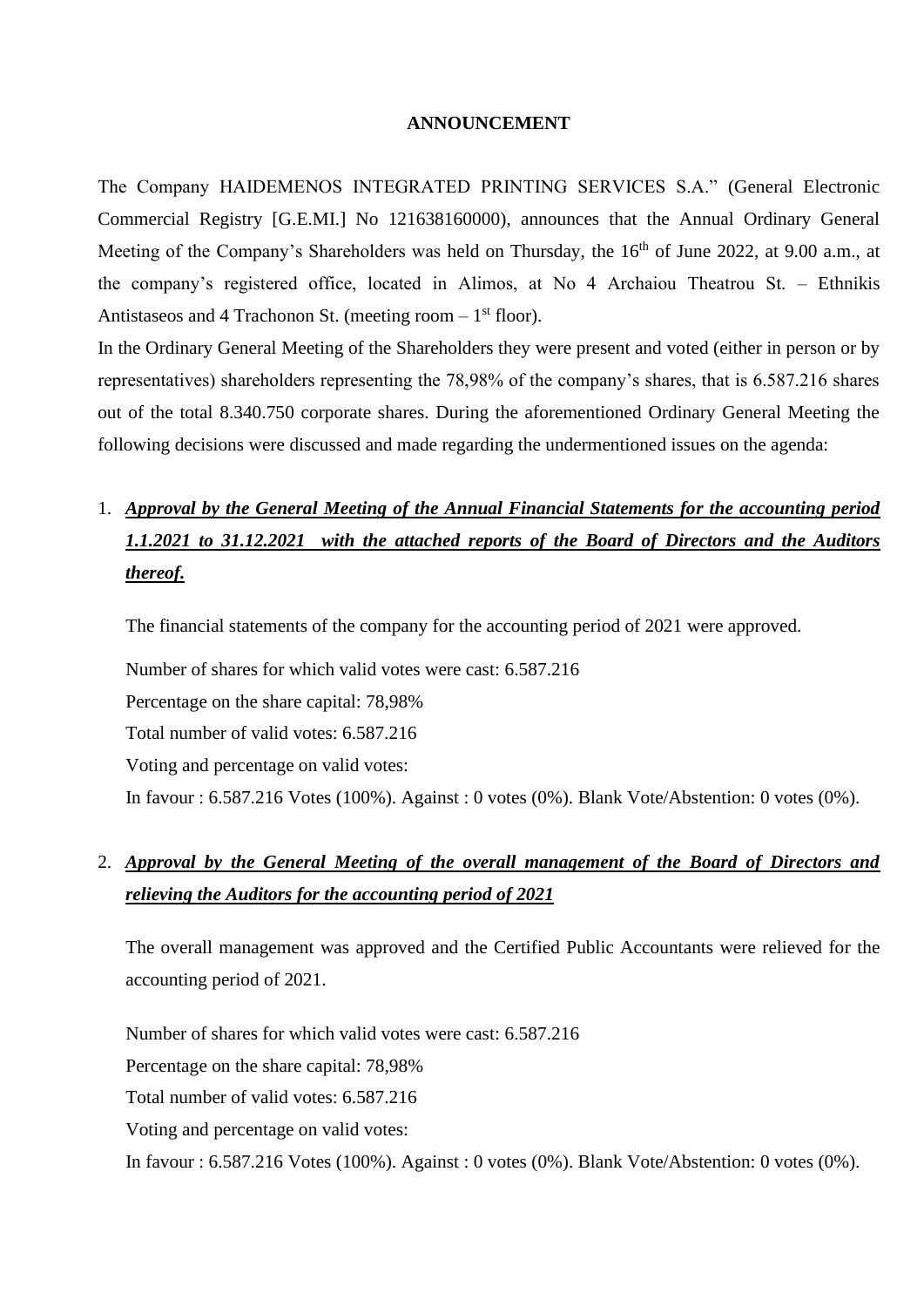**ANNOUNCEMENT**

The Company HAIDEMENOS INTEGRATED PRINTING SERVICES S.A." (General Electronic Commercial Registry [G.E.MI.] No 121638160000), announces that the Annual Ordinary General Meeting of the Company's Shareholders was held on Thursday, the 16th of June 2022, at 9.00 a.m., at the company's registered office, located in Alimos, at No 4 Archaiou Theatrou St. – Ethnikis Antistaseos and 4 Trachonon St. (meeting room – 1st floor).

In the Ordinary General Meeting of the Shareholders they were present and voted (either in person or by representatives) shareholders representing the 78,98% of the company's shares, that is 6.587.216 shares out of the total 8.340.750 corporate shares. During the aforementioned Ordinary General Meeting the following decisions were discussed and made regarding the undermentioned issues on the agenda:

1. ***Approval by the General Meeting of the Annual Financial Statements for the accounting period 1.1.2021 to 31.12.2021 with the attached reports of the Board of Directors and the Auditors thereof.***

   The financial statements of the company for the accounting period of 2021 were approved.

   Number of shares for which valid votes were cast: 6.587.216
   Percentage on the share capital: 78,98%
   Total number of valid votes: 6.587.216
   Voting and percentage on valid votes:
   In favour : 6.587.216 Votes (100%). Against : 0 votes (0%). Blank Vote/Abstention: 0 votes (0%).

2. ***Approval by the General Meeting of the overall management of the Board of Directors and relieving the Auditors for the accounting period of 2021***

   The overall management was approved and the Certified Public Accountants were relieved for the accounting period of 2021.

   Number of shares for which valid votes were cast: 6.587.216
   Percentage on the share capital: 78,98%
   Total number of valid votes: 6.587.216
   Voting and percentage on valid votes:
   In favour : 6.587.216 Votes (100%). Against : 0 votes (0%). Blank Vote/Abstention: 0 votes (0%).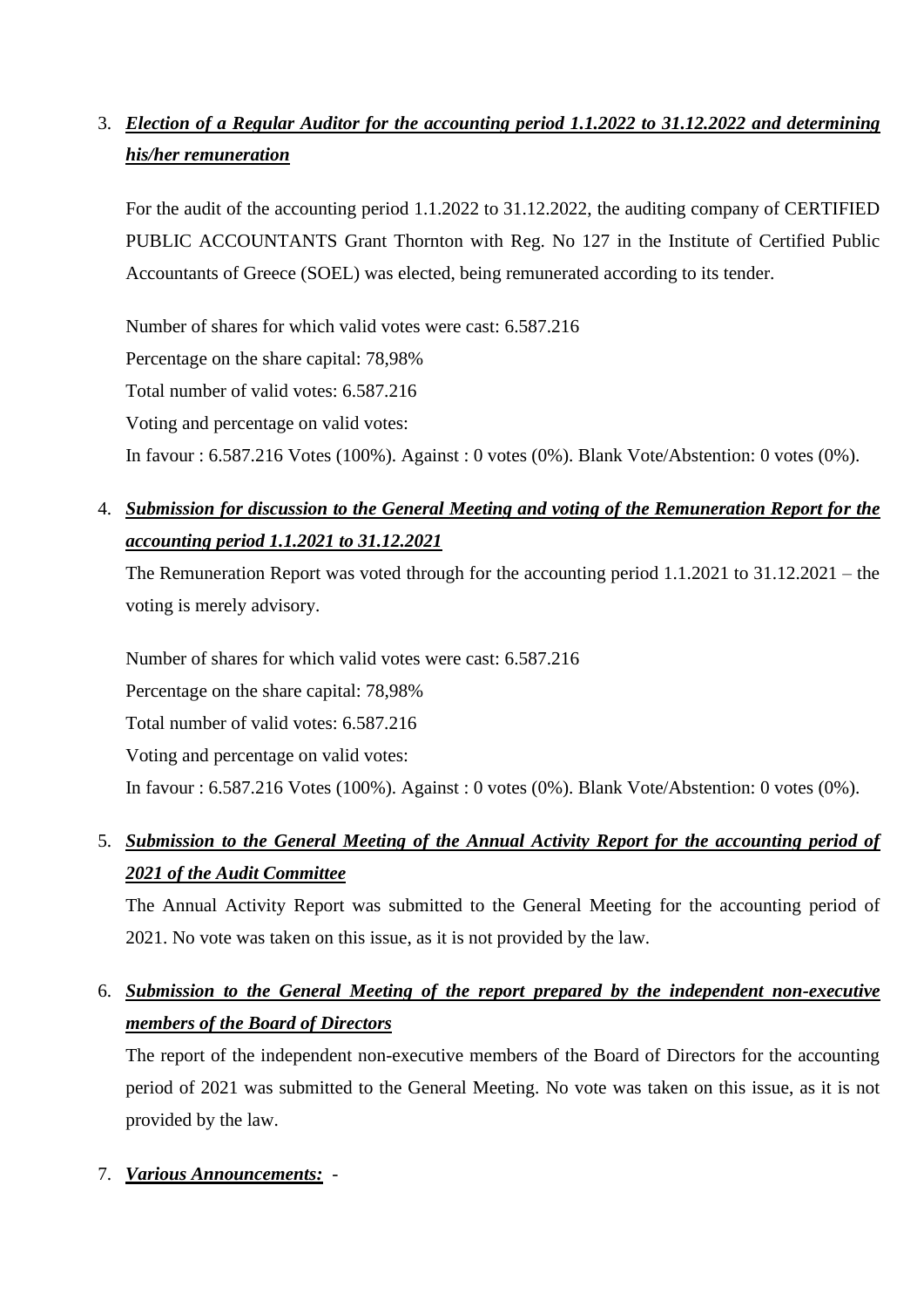3. ***<u>Election of a Regular Auditor for the accounting period 1.1.2022 to 31.12.2022 and determining his/her remuneration</u>***

   For the audit of the accounting period 1.1.2022 to 31.12.2022, the auditing company of CERTIFIED PUBLIC ACCOUNTANTS Grant Thornton with Reg. No 127 in the Institute of Certified Public Accountants of Greece (SOEL) was elected, being remunerated according to its tender.

   Number of shares for which valid votes were cast: 6.587.216
   Percentage on the share capital: 78,98%
   Total number of valid votes: 6.587.216
   Voting and percentage on valid votes:
   In favour : 6.587.216 Votes (100%). Against : 0 votes (0%). Blank Vote/Abstention: 0 votes (0%).

4. ***<u>Submission for discussion to the General Meeting and voting of the Remuneration Report for the accounting period 1.1.2021 to 31.12.2021</u>***

   The Remuneration Report was voted through for the accounting period 1.1.2021 to 31.12.2021 – the voting is merely advisory.

   Number of shares for which valid votes were cast: 6.587.216
   Percentage on the share capital: 78,98%
   Total number of valid votes: 6.587.216
   Voting and percentage on valid votes:
   In favour : 6.587.216 Votes (100%). Against : 0 votes (0%). Blank Vote/Abstention: 0 votes (0%).

5. ***<u>Submission to the General Meeting of the Annual Activity Report for the accounting period of 2021 of the Audit Committee</u>***

   The Annual Activity Report was submitted to the General Meeting for the accounting period of 2021. No vote was taken on this issue, as it is not provided by the law.

6. ***<u>Submission to the General Meeting of the report prepared by the independent non-executive members of the Board of Directors</u>***

   The report of the independent non-executive members of the Board of Directors for the accounting period of 2021 was submitted to the General Meeting. No vote was taken on this issue, as it is not provided by the law.

7. ***<u>Various Announcements:</u>*** -